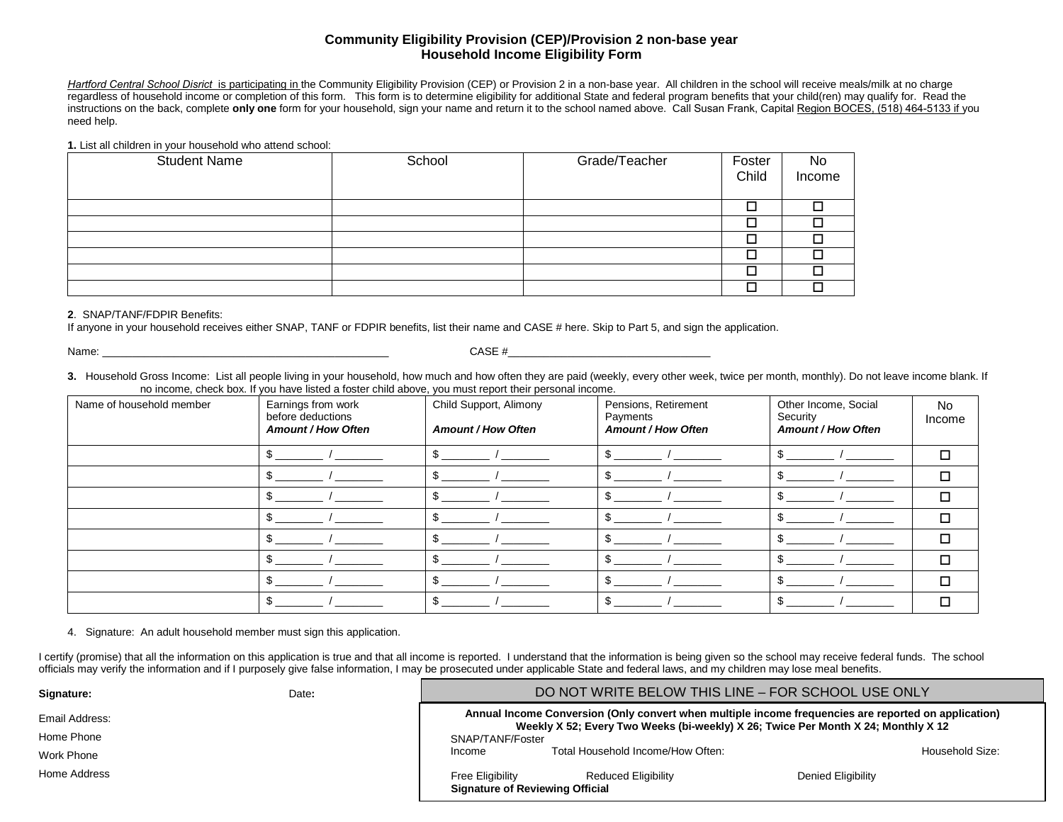# Community Eligibility Provision (CEP)/Provision 2 non-base year
## Household Income Eligibility Form

*Hartford Central School Disrict* is participating in the Community Eligibility Provision (CEP) or Provision 2 in a non-base year. All children in the school will receive meals/milk at no charge regardless of household income or completion of this form. This form is to determine eligibility for additional State and federal program benefits that your child(ren) may qualify for. Read the instructions on the back, complete **only one** form for your household, sign your name and return it to the school named above. Call Susan Frank, Capital Region BOCES, (518) 464-5133 if you need help.

**1.** List all children in your household who attend school:

| Student Name | School | Grade/Teacher | Foster Child | No Income |
|---|---|---|---|---|
| | | | ☐ | ☐ |
| | | | ☐ | ☐ |
| | | | ☐ | ☐ |
| | | | ☐ | ☐ |
| | | | ☐ | ☐ |
| | | | ☐ | ☐ |

**2**. SNAP/TANF/FDPIR Benefits:
If anyone in your household receives either SNAP, TANF or FDPIR benefits, list their name and CASE # here. Skip to Part 5, and sign the application.

Name: ______________________________________________ CASE #_________________________________

**3.** Household Gross Income: List all people living in your household, how much and how often they are paid (weekly, every other week, twice per month, monthly). Do not leave income blank. If no income, check box. If you have listed a foster child above, you must report their personal income.

| Name of household member | Earnings from work before deductions ***Amount / How Often*** | Child Support, Alimony ***Amount / How Often*** | Pensions, Retirement Payments ***Amount / How Often*** | Other Income, Social Security ***Amount / How Often*** | No Income |
|---|---|---|---|---|---|
| | $ _______ / _______ | $ _______ / _______ | $ _______ / _______ | $ _______ / _______ | ☐ |
| | $ _______ / _______ | $ _______ / _______ | $ _______ / _______ | $ _______ / _______ | ☐ |
| | $ _______ / _______ | $ _______ / _______ | $ _______ / _______ | $ _______ / _______ | ☐ |
| | $ _______ / _______ | $ _______ / _______ | $ _______ / _______ | $ _______ / _______ | ☐ |
| | $ _______ / _______ | $ _______ / _______ | $ _______ / _______ | $ _______ / _______ | ☐ |
| | $ _______ / _______ | $ _______ / _______ | $ _______ / _______ | $ _______ / _______ | ☐ |
| | $ _______ / _______ | $ _______ / _______ | $ _______ / _______ | $ _______ / _______ | ☐ |
| | $ _______ / _______ | $ _______ / _______ | $ _______ / _______ | $ _______ / _______ | ☐ |

4. Signature: An adult household member must sign this application.

I certify (promise) that all the information on this application is true and that all income is reported. I understand that the information is being given so the school may receive federal funds. The school officials may verify the information and if I purposely give false information, I may be prosecuted under applicable State and federal laws, and my children may lose meal benefits.

**Signature:** Date**:**

Email Address:

Home Phone

Work Phone

Home Address

DO NOT WRITE BELOW THIS LINE – FOR SCHOOL USE ONLY

**Annual Income Conversion (Only convert when multiple income frequencies are reported on application)**
**Weekly X 52; Every Two Weeks (bi-weekly) X 26; Twice Per Month X 24; Monthly X 12**

SNAP/TANF/Foster Income　Total Household Income/How Often:　Household Size:

Free Eligibility　Reduced Eligibility　Denied Eligibility

**Signature of Reviewing Official**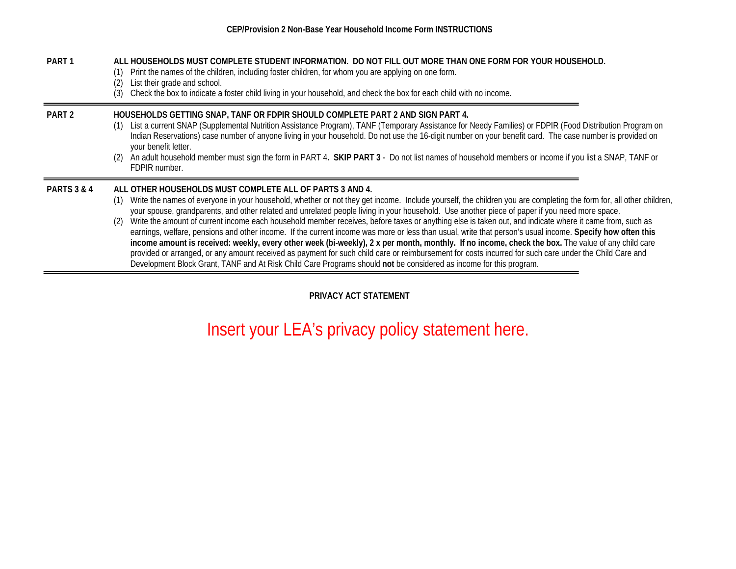# CEP/Provision 2 Non-Base Year Household Income Form INSTRUCTIONS

**PART 1** — **ALL HOUSEHOLDS MUST COMPLETE STUDENT INFORMATION. DO NOT FILL OUT MORE THAN ONE FORM FOR YOUR HOUSEHOLD.**

(1) Print the names of the children, including foster children, for whom you are applying on one form.
(2) List their grade and school.
(3) Check the box to indicate a foster child living in your household, and check the box for each child with no income.

---

**PART 2** — **HOUSEHOLDS GETTING SNAP, TANF OR FDPIR SHOULD COMPLETE PART 2 AND SIGN PART 4.**

(1) List a current SNAP (Supplemental Nutrition Assistance Program), TANF (Temporary Assistance for Needy Families) or FDPIR (Food Distribution Program on Indian Reservations) case number of anyone living in your household. Do not use the 16-digit number on your benefit card. The case number is provided on your benefit letter.
(2) An adult household member must sign the form in PART 4**. SKIP PART 3** - Do not list names of household members or income if you list a SNAP, TANF or FDPIR number.

---

**PARTS 3 & 4** — **ALL OTHER HOUSEHOLDS MUST COMPLETE ALL OF PARTS 3 AND 4.**

(1) Write the names of everyone in your household, whether or not they get income. Include yourself, the children you are completing the form for, all other children, your spouse, grandparents, and other related and unrelated people living in your household. Use another piece of paper if you need more space.
(2) Write the amount of current income each household member receives, before taxes or anything else is taken out, and indicate where it came from, such as earnings, welfare, pensions and other income. If the current income was more or less than usual, write that person's usual income. **Specify how often this income amount is received: weekly, every other week (bi-weekly), 2 x per month, monthly. If no income, check the box.** The value of any child care provided or arranged, or any amount received as payment for such child care or reimbursement for costs incurred for such care under the Child Care and Development Block Grant, TANF and At Risk Child Care Programs should **not** be considered as income for this program.

---

## PRIVACY ACT STATEMENT

Insert your LEA's privacy policy statement here.